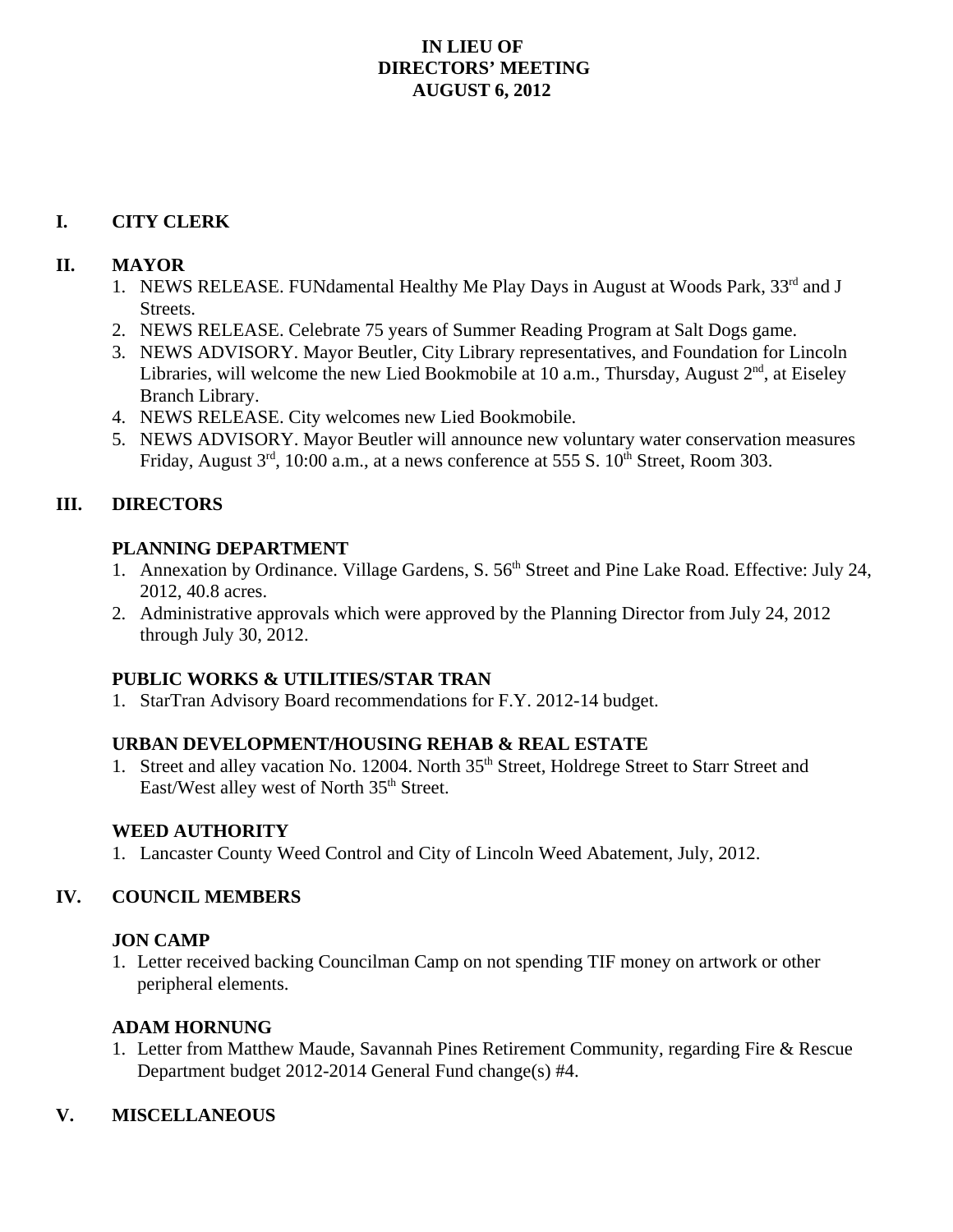# IN LIEU OF
# DIRECTORS' MEETING
# AUGUST 6, 2012

## I. CITY CLERK

## II. MAYOR

1. NEWS RELEASE. FUNdamental Healthy Me Play Days in August at Woods Park, 33rd and J Streets.
2. NEWS RELEASE. Celebrate 75 years of Summer Reading Program at Salt Dogs game.
3. NEWS ADVISORY. Mayor Beutler, City Library representatives, and Foundation for Lincoln Libraries, will welcome the new Lied Bookmobile at 10 a.m., Thursday, August 2nd, at Eiseley Branch Library.
4. NEWS RELEASE. City welcomes new Lied Bookmobile.
5. NEWS ADVISORY. Mayor Beutler will announce new voluntary water conservation measures Friday, August 3rd, 10:00 a.m., at a news conference at 555 S. 10th Street, Room 303.

## III. DIRECTORS

### PLANNING DEPARTMENT

1. Annexation by Ordinance. Village Gardens, S. 56th Street and Pine Lake Road. Effective: July 24, 2012, 40.8 acres.
2. Administrative approvals which were approved by the Planning Director from July 24, 2012 through July 30, 2012.

### PUBLIC WORKS & UTILITIES/STAR TRAN

1. StarTran Advisory Board recommendations for F.Y. 2012-14 budget.

### URBAN DEVELOPMENT/HOUSING REHAB & REAL ESTATE

1. Street and alley vacation No. 12004. North 35th Street, Holdrege Street to Starr Street and East/West alley west of North 35th Street.

### WEED AUTHORITY

1. Lancaster County Weed Control and City of Lincoln Weed Abatement, July, 2012.

## IV. COUNCIL MEMBERS

### JON CAMP

1. Letter received backing Councilman Camp on not spending TIF money on artwork or other peripheral elements.

### ADAM HORNUNG

1. Letter from Matthew Maude, Savannah Pines Retirement Community, regarding Fire & Rescue Department budget 2012-2014 General Fund change(s) #4.

## V. MISCELLANEOUS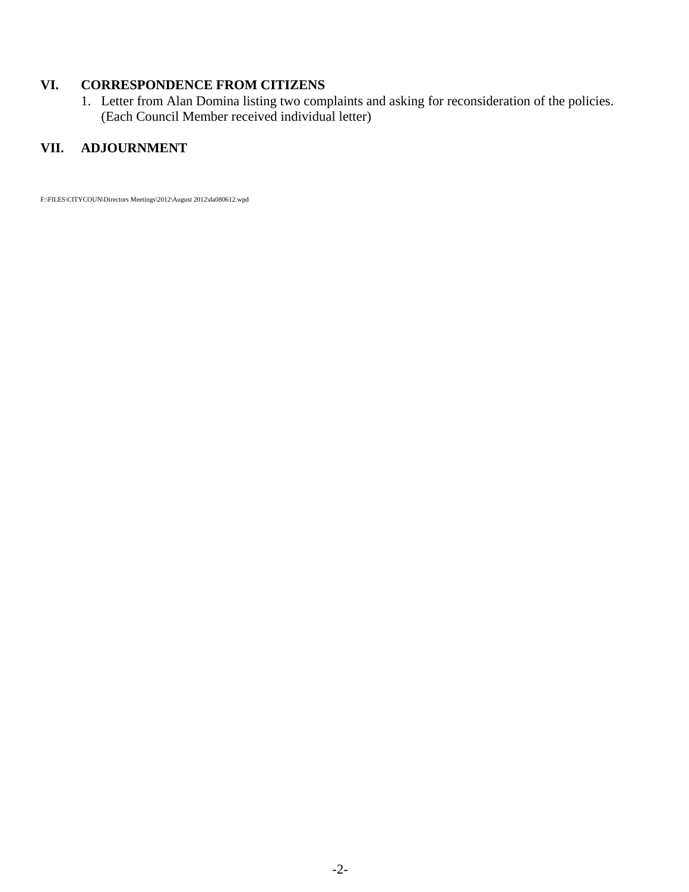## VI. CORRESPONDENCE FROM CITIZENS

1. Letter from Alan Domina listing two complaints and asking for reconsideration of the policies. (Each Council Member received individual letter)

## VII. ADJOURNMENT

F:\FILES\CITYCOUN\Directors Meetings\2012\August 2012\da080612.wpd